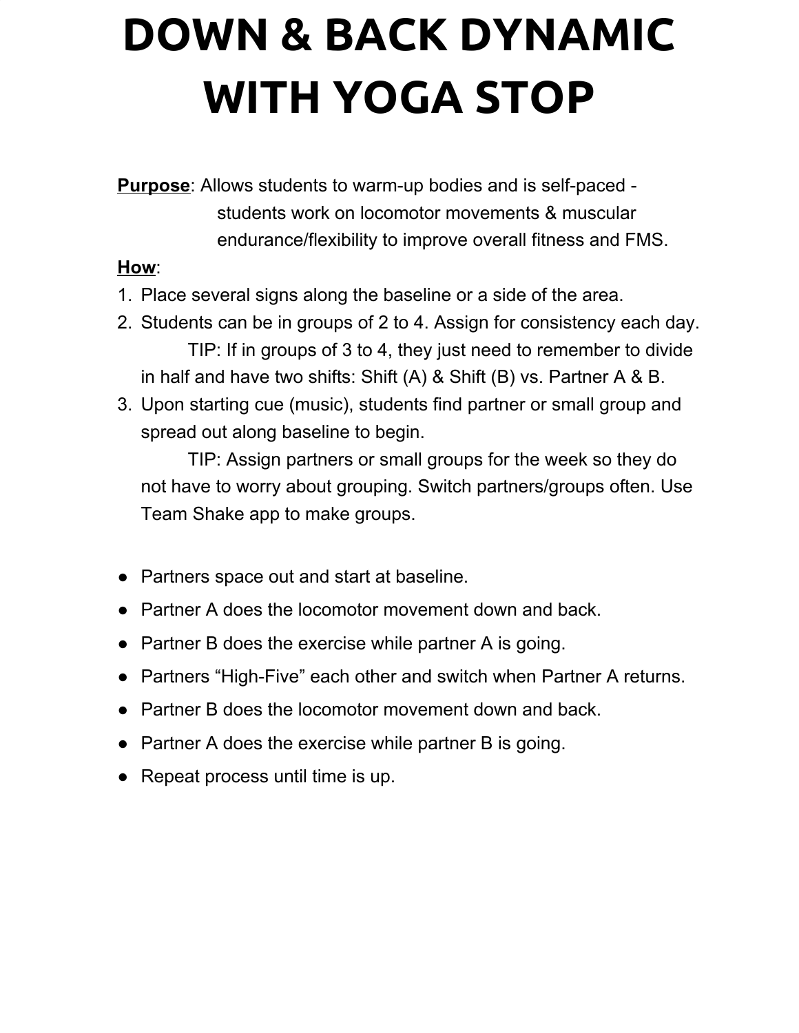# DOWN & BACK DYNAMIC WITH YOGA STOP

**<u>Purpose</u>**: Allows students to warm-up bodies and is self-paced - students work on locomotor movements & muscular endurance/flexibility to improve overall fitness and FMS.

**<u>How</u>**:

1. Place several signs along the baseline or a side of the area.
2. Students can be in groups of 2 to 4. Assign for consistency each day.

   TIP: If in groups of 3 to 4, they just need to remember to divide in half and have two shifts: Shift (A) & Shift (B) vs. Partner A & B.
3. Upon starting cue (music), students find partner or small group and spread out along baseline to begin.

   TIP: Assign partners or small groups for the week so they do not have to worry about grouping. Switch partners/groups often. Use Team Shake app to make groups.

- Partners space out and start at baseline.
- Partner A does the locomotor movement down and back.
- Partner B does the exercise while partner A is going.
- Partners "High-Five" each other and switch when Partner A returns.
- Partner B does the locomotor movement down and back.
- Partner A does the exercise while partner B is going.
- Repeat process until time is up.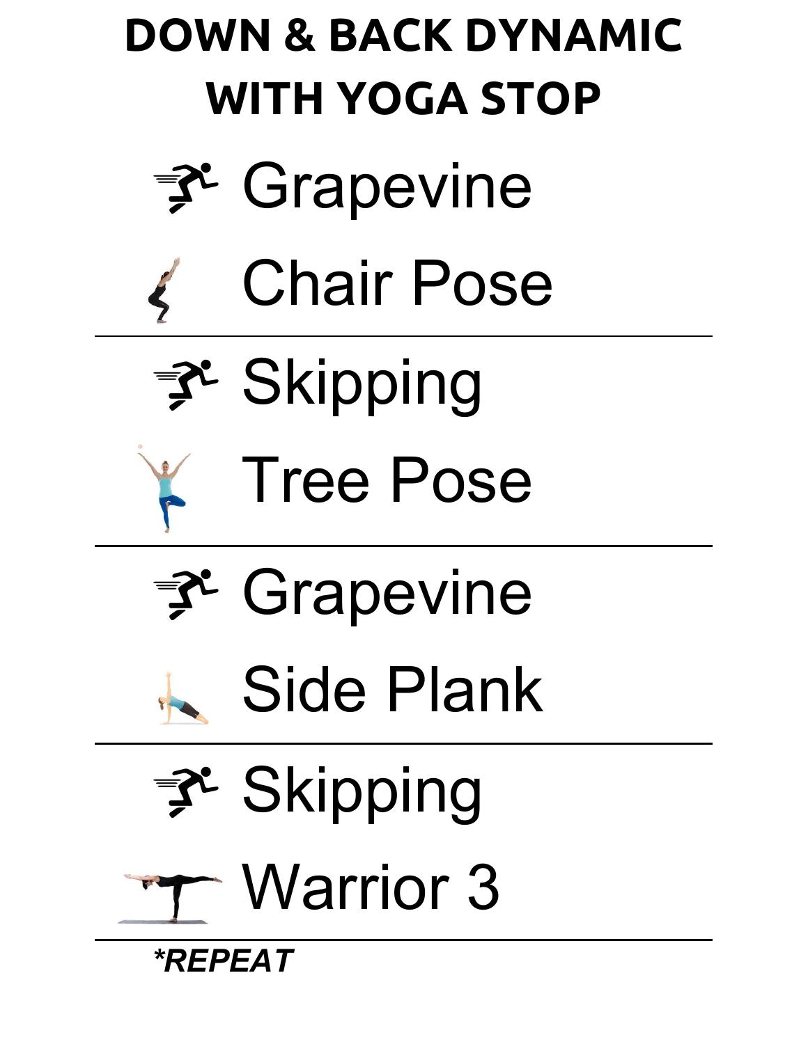# DOWN & BACK DYNAMIC WITH YOGA STOP

Grapevine

Chair Pose

---

Skipping

Tree Pose

---

Grapevine

Side Plank

---

Skipping

Warrior 3

---

***REPEAT**